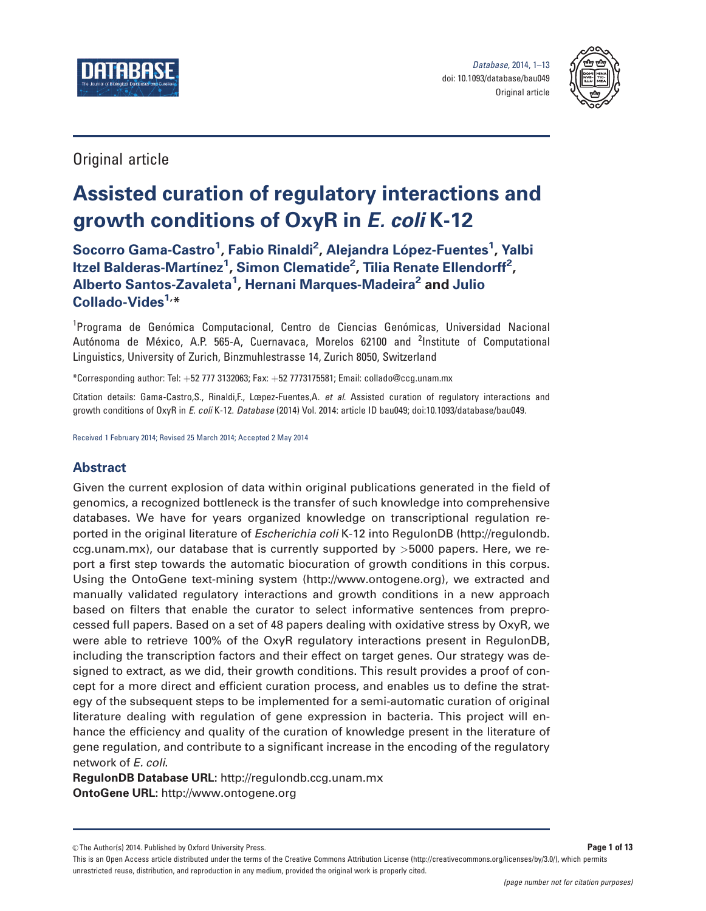Original article

# Assisted curation of regulatory interactions and growth conditions of OxyR in *E. coli* K-12

**Socorro Gama-Castro[1], Fabio Rinaldi[2], Alejandra López-Fuentes[1], Yalbi Itzel Balderas-Martínez[1], Simon Clematide[2], Tilia Renate Ellendorff[2], Alberto Santos-Zavaleta[1], Hernani Marques-Madeira[2] and Julio Collado-Vides[1,*]**

[1]Programa de Genómica Computacional, Centro de Ciencias Genómicas, Universidad Nacional Autónoma de México, A.P. 565-A, Cuernavaca, Morelos 62100 and [2]Institute of Computational Linguistics, University of Zurich, Binzmuhlestrasse 14, Zurich 8050, Switzerland

*Corresponding author: Tel: +52 777 3132063; Fax: +52 7773175581; Email: collado@ccg.unam.mx

Citation details: Gama-Castro,S., Rinaldi,F., Lœpez-Fuentes,A. *et al*. Assisted curation of regulatory interactions and growth conditions of OxyR in *E. coli* K-12. *Database* (2014) Vol. 2014: article ID bau049; doi:10.1093/database/bau049.

Received 1 February 2014; Revised 25 March 2014; Accepted 2 May 2014

## Abstract

Given the current explosion of data within original publications generated in the field of genomics, a recognized bottleneck is the transfer of such knowledge into comprehensive databases. We have for years organized knowledge on transcriptional regulation reported in the original literature of *Escherichia coli* K-12 into RegulonDB (http://regulondb.ccg.unam.mx), our database that is currently supported by >5000 papers. Here, we report a first step towards the automatic biocuration of growth conditions in this corpus. Using the OntoGene text-mining system (http://www.ontogene.org), we extracted and manually validated regulatory interactions and growth conditions in a new approach based on filters that enable the curator to select informative sentences from preprocessed full papers. Based on a set of 48 papers dealing with oxidative stress by OxyR, we were able to retrieve 100% of the OxyR regulatory interactions present in RegulonDB, including the transcription factors and their effect on target genes. Our strategy was designed to extract, as we did, their growth conditions. This result provides a proof of concept for a more direct and efficient curation process, and enables us to define the strategy of the subsequent steps to be implemented for a semi-automatic curation of original literature dealing with regulation of gene expression in bacteria. This project will enhance the efficiency and quality of the curation of knowledge present in the literature of gene regulation, and contribute to a significant increase in the encoding of the regulatory network of *E. coli*.

**RegulonDB Database URL:** http://regulondb.ccg.unam.mx
**OntoGene URL:** http://www.ontogene.org

© The Author(s) 2014. Published by Oxford University Press.

This is an Open Access article distributed under the terms of the Creative Commons Attribution License (http://creativecommons.org/licenses/by/3.0/), which permits unrestricted reuse, distribution, and reproduction in any medium, provided the original work is properly cited.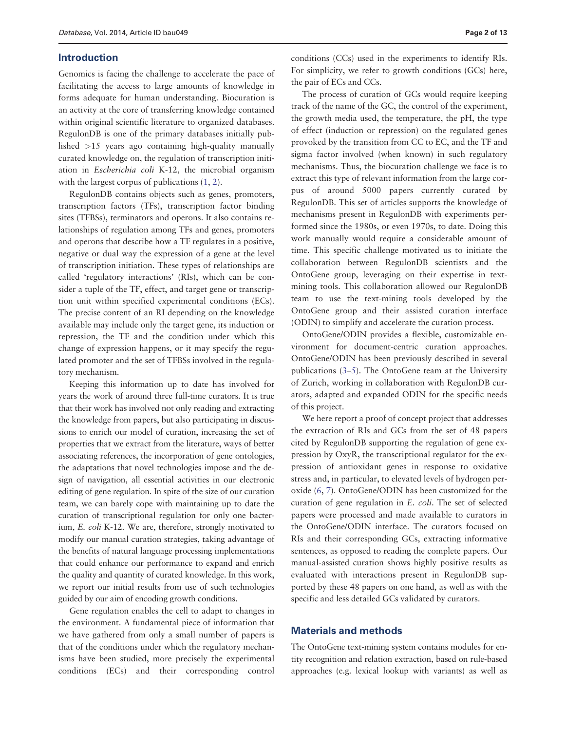## Introduction

Genomics is facing the challenge to accelerate the pace of facilitating the access to large amounts of knowledge in forms adequate for human understanding. Biocuration is an activity at the core of transferring knowledge contained within original scientific literature to organized databases. RegulonDB is one of the primary databases initially published >15 years ago containing high-quality manually curated knowledge on, the regulation of transcription initiation in *Escherichia coli* K-12, the microbial organism with the largest corpus of publications (1, 2).

RegulonDB contains objects such as genes, promoters, transcription factors (TFs), transcription factor binding sites (TFBSs), terminators and operons. It also contains relationships of regulation among TFs and genes, promoters and operons that describe how a TF regulates in a positive, negative or dual way the expression of a gene at the level of transcription initiation. These types of relationships are called 'regulatory interactions' (RIs), which can be consider a tuple of the TF, effect, and target gene or transcription unit within specified experimental conditions (ECs). The precise content of an RI depending on the knowledge available may include only the target gene, its induction or repression, the TF and the condition under which this change of expression happens, or it may specify the regulated promoter and the set of TFBSs involved in the regulatory mechanism.

Keeping this information up to date has involved for years the work of around three full-time curators. It is true that their work has involved not only reading and extracting the knowledge from papers, but also participating in discussions to enrich our model of curation, increasing the set of properties that we extract from the literature, ways of better associating references, the incorporation of gene ontologies, the adaptations that novel technologies impose and the design of navigation, all essential activities in our electronic editing of gene regulation. In spite of the size of our curation team, we can barely cope with maintaining up to date the curation of transcriptional regulation for only one bacterium, *E. coli* K-12. We are, therefore, strongly motivated to modify our manual curation strategies, taking advantage of the benefits of natural language processing implementations that could enhance our performance to expand and enrich the quality and quantity of curated knowledge. In this work, we report our initial results from use of such technologies guided by our aim of encoding growth conditions.

Gene regulation enables the cell to adapt to changes in the environment. A fundamental piece of information that we have gathered from only a small number of papers is that of the conditions under which the regulatory mechanisms have been studied, more precisely the experimental conditions (ECs) and their corresponding control conditions (CCs) used in the experiments to identify RIs. For simplicity, we refer to growth conditions (GCs) here, the pair of ECs and CCs.

The process of curation of GCs would require keeping track of the name of the GC, the control of the experiment, the growth media used, the temperature, the pH, the type of effect (induction or repression) on the regulated genes provoked by the transition from CC to EC, and the TF and sigma factor involved (when known) in such regulatory mechanisms. Thus, the biocuration challenge we face is to extract this type of relevant information from the large corpus of around 5000 papers currently curated by RegulonDB. This set of articles supports the knowledge of mechanisms present in RegulonDB with experiments performed since the 1980s, or even 1970s, to date. Doing this work manually would require a considerable amount of time. This specific challenge motivated us to initiate the collaboration between RegulonDB scientists and the OntoGene group, leveraging on their expertise in text-mining tools. This collaboration allowed our RegulonDB team to use the text-mining tools developed by the OntoGene group and their assisted curation interface (ODIN) to simplify and accelerate the curation process.

OntoGene/ODIN provides a flexible, customizable environment for document-centric curation approaches. OntoGene/ODIN has been previously described in several publications (3–5). The OntoGene team at the University of Zurich, working in collaboration with RegulonDB curators, adapted and expanded ODIN for the specific needs of this project.

We here report a proof of concept project that addresses the extraction of RIs and GCs from the set of 48 papers cited by RegulonDB supporting the regulation of gene expression by OxyR, the transcriptional regulator for the expression of antioxidant genes in response to oxidative stress and, in particular, to elevated levels of hydrogen peroxide (6, 7). OntoGene/ODIN has been customized for the curation of gene regulation in *E. coli*. The set of selected papers were processed and made available to curators in the OntoGene/ODIN interface. The curators focused on RIs and their corresponding GCs, extracting informative sentences, as opposed to reading the complete papers. Our manual-assisted curation shows highly positive results as evaluated with interactions present in RegulonDB supported by these 48 papers on one hand, as well as with the specific and less detailed GCs validated by curators.

## Materials and methods

The OntoGene text-mining system contains modules for entity recognition and relation extraction, based on rule-based approaches (e.g. lexical lookup with variants) as well as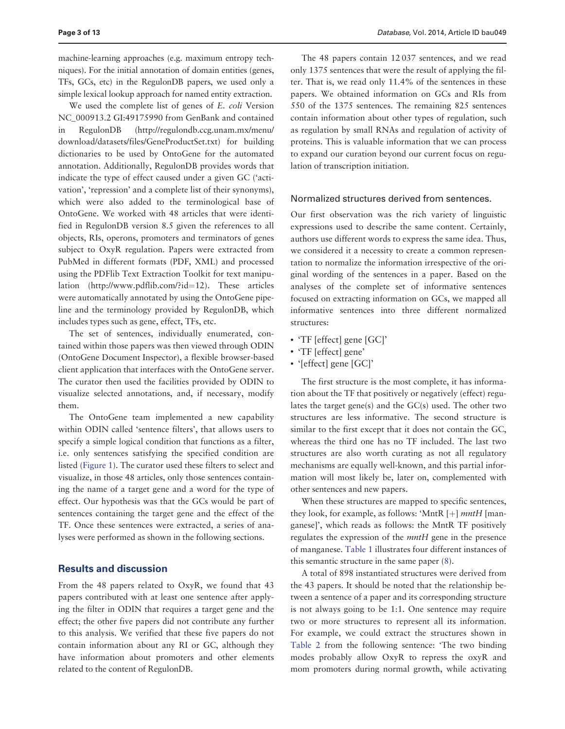machine-learning approaches (e.g. maximum entropy techniques). For the initial annotation of domain entities (genes, TFs, GCs, etc) in the RegulonDB papers, we used only a simple lexical lookup approach for named entity extraction.

We used the complete list of genes of *E. coli* Version NC_000913.2 GI:49175990 from GenBank and contained in RegulonDB (http://regulondb.ccg.unam.mx/menu/download/datasets/files/GeneProductSet.txt) for building dictionaries to be used by OntoGene for the automated annotation. Additionally, RegulonDB provides words that indicate the type of effect caused under a given GC ('activation', 'repression' and a complete list of their synonyms), which were also added to the terminological base of OntoGene. We worked with 48 articles that were identified in RegulonDB version 8.5 given the references to all objects, RIs, operons, promoters and terminators of genes subject to OxyR regulation. Papers were extracted from PubMed in different formats (PDF, XML) and processed using the PDFlib Text Extraction Toolkit for text manipulation (http://www.pdflib.com/?id=12). These articles were automatically annotated by using the OntoGene pipeline and the terminology provided by RegulonDB, which includes types such as gene, effect, TFs, etc.

The set of sentences, individually enumerated, contained within those papers was then viewed through ODIN (OntoGene Document Inspector), a flexible browser-based client application that interfaces with the OntoGene server. The curator then used the facilities provided by ODIN to visualize selected annotations, and, if necessary, modify them.

The OntoGene team implemented a new capability within ODIN called 'sentence filters', that allows users to specify a simple logical condition that functions as a filter, i.e. only sentences satisfying the specified condition are listed (Figure 1). The curator used these filters to select and visualize, in those 48 articles, only those sentences containing the name of a target gene and a word for the type of effect. Our hypothesis was that the GCs would be part of sentences containing the target gene and the effect of the TF. Once these sentences were extracted, a series of analyses were performed as shown in the following sections.

## Results and discussion

From the 48 papers related to OxyR, we found that 43 papers contributed with at least one sentence after applying the filter in ODIN that requires a target gene and the effect; the other five papers did not contribute any further to this analysis. We verified that these five papers do not contain information about any RI or GC, although they have information about promoters and other elements related to the content of RegulonDB.

The 48 papers contain 12 037 sentences, and we read only 1375 sentences that were the result of applying the filter. That is, we read only 11.4% of the sentences in these papers. We obtained information on GCs and RIs from 550 of the 1375 sentences. The remaining 825 sentences contain information about other types of regulation, such as regulation by small RNAs and regulation of activity of proteins. This is valuable information that we can process to expand our curation beyond our current focus on regulation of transcription initiation.

### Normalized structures derived from sentences.

Our first observation was the rich variety of linguistic expressions used to describe the same content. Certainly, authors use different words to express the same idea. Thus, we considered it a necessity to create a common representation to normalize the information irrespective of the original wording of the sentences in a paper. Based on the analyses of the complete set of informative sentences focused on extracting information on GCs, we mapped all informative sentences into three different normalized structures:

- 'TF [effect] gene [GC]'
- 'TF [effect] gene'
- '[effect] gene [GC]'

The first structure is the most complete, it has information about the TF that positively or negatively (effect) regulates the target gene(s) and the GC(s) used. The other two structures are less informative. The second structure is similar to the first except that it does not contain the GC, whereas the third one has no TF included. The last two structures are also worth curating as not all regulatory mechanisms are equally well-known, and this partial information will most likely be, later on, complemented with other sentences and new papers.

When these structures are mapped to specific sentences, they look, for example, as follows: 'MntR [+] *mntH* [manganese]', which reads as follows: the MntR TF positively regulates the expression of the *mntH* gene in the presence of manganese. Table 1 illustrates four different instances of this semantic structure in the same paper (8).

A total of 898 instantiated structures were derived from the 43 papers. It should be noted that the relationship between a sentence of a paper and its corresponding structure is not always going to be 1:1. One sentence may require two or more structures to represent all its information. For example, we could extract the structures shown in Table 2 from the following sentence: 'The two binding modes probably allow OxyR to repress the oxyR and mom promoters during normal growth, while activating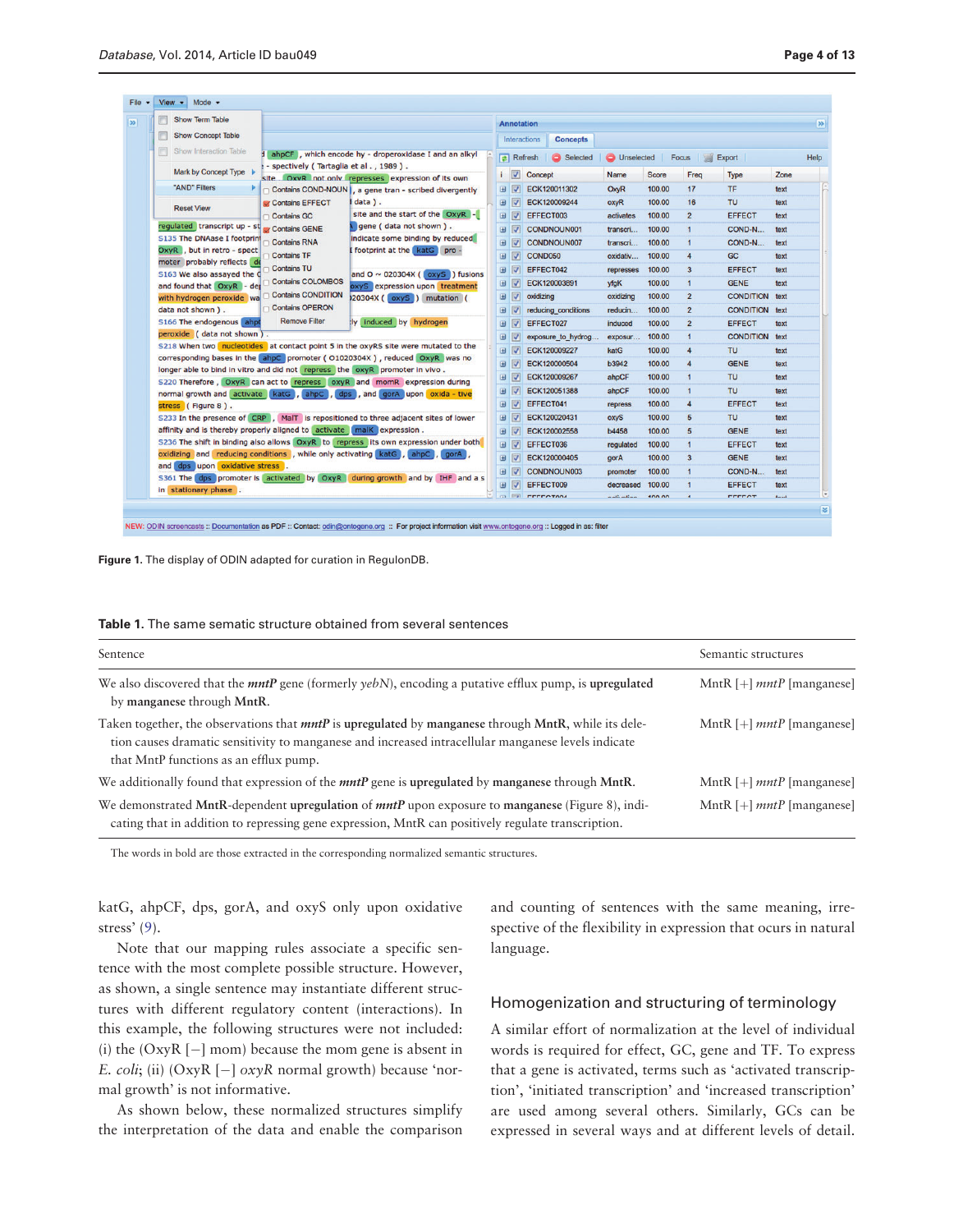Figure 1. The display of ODIN adapted for curation in RegulonDB.

Table 1. The same sematic structure obtained from several sentences

| Sentence | Semantic structures |
|---|---|
| We also discovered that the ***mntP*** gene (formerly *yebN*), encoding a putative efflux pump, is **upregulated** by **manganese** through **MntR**. | MntR [+] *mntP* [manganese] |
| Taken together, the observations that ***mntP*** is **upregulated** by **manganese** through **MntR**, while its deletion causes dramatic sensitivity to manganese and increased intracellular manganese levels indicate that MntP functions as an efflux pump. | MntR [+] *mntP* [manganese] |
| We additionally found that expression of the ***mntP*** gene is **upregulated** by **manganese** through **MntR**. | MntR [+] *mntP* [manganese] |
| We demonstrated **MntR**-dependent **upregulation** of ***mntP*** upon exposure to **manganese** (Figure 8), indicating that in addition to repressing gene expression, MntR can positively regulate transcription. | MntR [+] *mntP* [manganese] |

The words in bold are those extracted in the corresponding normalized semantic structures.

katG, ahpCF, dps, gorA, and oxyS only upon oxidative stress' (9).

Note that our mapping rules associate a specific sentence with the most complete possible structure. However, as shown, a single sentence may instantiate different structures with different regulatory content (interactions). In this example, the following structures were not included: (i) the (OxyR [−] mom) because the mom gene is absent in *E. coli*; (ii) (OxyR [−] *oxyR* normal growth) because 'normal growth' is not informative.

As shown below, these normalized structures simplify the interpretation of the data and enable the comparison and counting of sentences with the same meaning, irrespective of the flexibility in expression that ocurs in natural language.

## Homogenization and structuring of terminology

A similar effort of normalization at the level of individual words is required for effect, GC, gene and TF. To express that a gene is activated, terms such as 'activated transcription', 'initiated transcription' and 'increased transcription' are used among several others. Similarly, GCs can be expressed in several ways and at different levels of detail.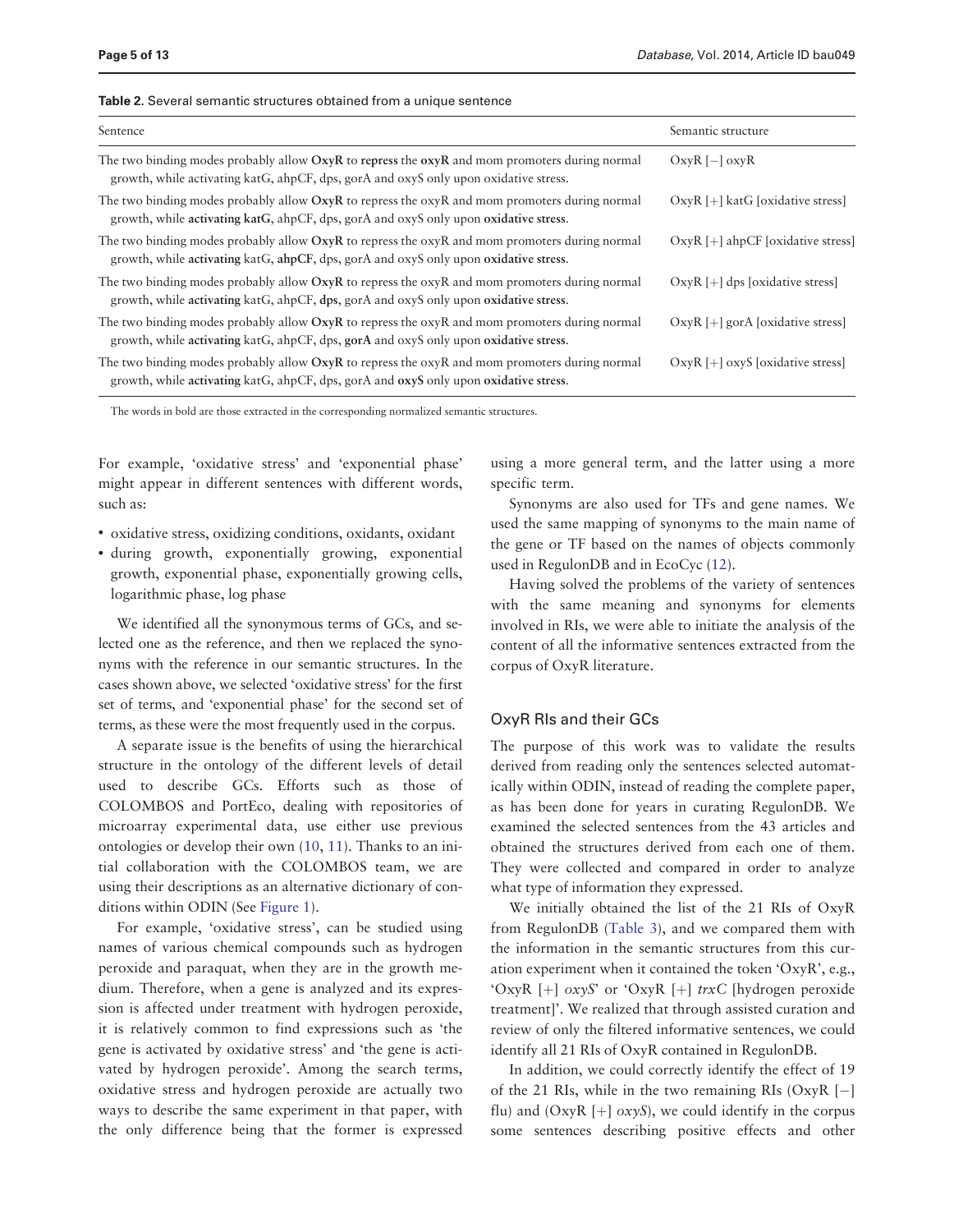**Table 2.** Several semantic structures obtained from a unique sentence

| Sentence | Semantic structure |
| --- | --- |
| The two binding modes probably allow **OxyR** to **repress** the **oxyR** and mom promoters during normal growth, while activating katG, ahpCF, dps, gorA and oxyS only upon oxidative stress. | OxyR [−] oxyR |
| The two binding modes probably allow **OxyR** to repress the oxyR and mom promoters during normal growth, while **activating katG**, ahpCF, dps, gorA and oxyS only upon **oxidative stress**. | OxyR [+] katG [oxidative stress] |
| The two binding modes probably allow **OxyR** to repress the oxyR and mom promoters during normal growth, while **activating** katG, **ahpCF**, dps, gorA and oxyS only upon **oxidative stress**. | OxyR [+] ahpCF [oxidative stress] |
| The two binding modes probably allow **OxyR** to repress the oxyR and mom promoters during normal growth, while **activating** katG, ahpCF, **dps**, gorA and oxyS only upon **oxidative stress**. | OxyR [+] dps [oxidative stress] |
| The two binding modes probably allow **OxyR** to repress the oxyR and mom promoters during normal growth, while **activating** katG, ahpCF, dps, **gorA** and oxyS only upon **oxidative stress**. | OxyR [+] gorA [oxidative stress] |
| The two binding modes probably allow **OxyR** to repress the oxyR and mom promoters during normal growth, while **activating** katG, ahpCF, dps, gorA and **oxyS** only upon **oxidative stress**. | OxyR [+] oxyS [oxidative stress] |

The words in bold are those extracted in the corresponding normalized semantic structures.

For example, 'oxidative stress' and 'exponential phase' might appear in different sentences with different words, such as:

- oxidative stress, oxidizing conditions, oxidants, oxidant
- during growth, exponentially growing, exponential growth, exponential phase, exponentially growing cells, logarithmic phase, log phase

We identified all the synonymous terms of GCs, and selected one as the reference, and then we replaced the synonyms with the reference in our semantic structures. In the cases shown above, we selected 'oxidative stress' for the first set of terms, and 'exponential phase' for the second set of terms, as these were the most frequently used in the corpus.

A separate issue is the benefits of using the hierarchical structure in the ontology of the different levels of detail used to describe GCs. Efforts such as those of COLOMBOS and PortEco, dealing with repositories of microarray experimental data, use either use previous ontologies or develop their own (10, 11). Thanks to an initial collaboration with the COLOMBOS team, we are using their descriptions as an alternative dictionary of conditions within ODIN (See Figure 1).

For example, 'oxidative stress', can be studied using names of various chemical compounds such as hydrogen peroxide and paraquat, when they are in the growth medium. Therefore, when a gene is analyzed and its expression is affected under treatment with hydrogen peroxide, it is relatively common to find expressions such as 'the gene is activated by oxidative stress' and 'the gene is activated by hydrogen peroxide'. Among the search terms, oxidative stress and hydrogen peroxide are actually two ways to describe the same experiment in that paper, with the only difference being that the former is expressed using a more general term, and the latter using a more specific term.

Synonyms are also used for TFs and gene names. We used the same mapping of synonyms to the main name of the gene or TF based on the names of objects commonly used in RegulonDB and in EcoCyc (12).

Having solved the problems of the variety of sentences with the same meaning and synonyms for elements involved in RIs, we were able to initiate the analysis of the content of all the informative sentences extracted from the corpus of OxyR literature.

## OxyR RIs and their GCs

The purpose of this work was to validate the results derived from reading only the sentences selected automatically within ODIN, instead of reading the complete paper, as has been done for years in curating RegulonDB. We examined the selected sentences from the 43 articles and obtained the structures derived from each one of them. They were collected and compared in order to analyze what type of information they expressed.

We initially obtained the list of the 21 RIs of OxyR from RegulonDB (Table 3), and we compared them with the information in the semantic structures from this curation experiment when it contained the token 'OxyR', e.g., 'OxyR [+] *oxyS*' or 'OxyR [+] *trxC* [hydrogen peroxide treatment]'. We realized that through assisted curation and review of only the filtered informative sentences, we could identify all 21 RIs of OxyR contained in RegulonDB.

In addition, we could correctly identify the effect of 19 of the 21 RIs, while in the two remaining RIs (OxyR [−] flu) and (OxyR [+] *oxyS*), we could identify in the corpus some sentences describing positive effects and other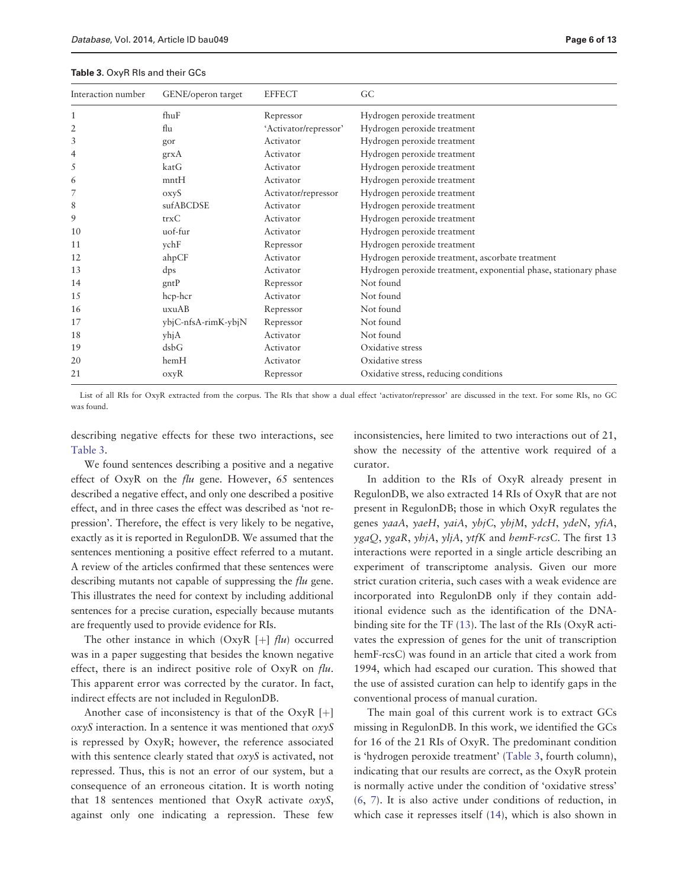**Table 3.** OxyR RIs and their GCs

| Interaction number | GENE/operon target | EFFECT | GC |
|---|---|---|---|
| 1 | fhuF | Repressor | Hydrogen peroxide treatment |
| 2 | flu | 'Activator/repressor' | Hydrogen peroxide treatment |
| 3 | gor | Activator | Hydrogen peroxide treatment |
| 4 | grxA | Activator | Hydrogen peroxide treatment |
| 5 | katG | Activator | Hydrogen peroxide treatment |
| 6 | mntH | Activator | Hydrogen peroxide treatment |
| 7 | oxyS | Activator/repressor | Hydrogen peroxide treatment |
| 8 | sufABCDSE | Activator | Hydrogen peroxide treatment |
| 9 | trxC | Activator | Hydrogen peroxide treatment |
| 10 | uof-fur | Activator | Hydrogen peroxide treatment |
| 11 | ychF | Repressor | Hydrogen peroxide treatment |
| 12 | ahpCF | Activator | Hydrogen peroxide treatment, ascorbate treatment |
| 13 | dps | Activator | Hydrogen peroxide treatment, exponential phase, stationary phase |
| 14 | gntP | Repressor | Not found |
| 15 | hcp-hcr | Activator | Not found |
| 16 | uxuAB | Repressor | Not found |
| 17 | ybjC-nfsA-rimK-ybjN | Repressor | Not found |
| 18 | yhjA | Activator | Not found |
| 19 | dsbG | Activator | Oxidative stress |
| 20 | hemH | Activator | Oxidative stress |
| 21 | oxyR | Repressor | Oxidative stress, reducing conditions |

List of all RIs for OxyR extracted from the corpus. The RIs that show a dual effect 'activator/repressor' are discussed in the text. For some RIs, no GC was found.

describing negative effects for these two interactions, see Table 3.

We found sentences describing a positive and a negative effect of OxyR on the *flu* gene. However, 65 sentences described a negative effect, and only one described a positive effect, and in three cases the effect was described as 'not repression'. Therefore, the effect is very likely to be negative, exactly as it is reported in RegulonDB. We assumed that the sentences mentioning a positive effect referred to a mutant. A review of the articles confirmed that these sentences were describing mutants not capable of suppressing the *flu* gene. This illustrates the need for context by including additional sentences for a precise curation, especially because mutants are frequently used to provide evidence for RIs.

The other instance in which (OxyR [+] *flu*) occurred was in a paper suggesting that besides the known negative effect, there is an indirect positive role of OxyR on *flu*. This apparent error was corrected by the curator. In fact, indirect effects are not included in RegulonDB.

Another case of inconsistency is that of the OxyR [+] *oxyS* interaction. In a sentence it was mentioned that *oxyS* is repressed by OxyR; however, the reference associated with this sentence clearly stated that *oxyS* is activated, not repressed. Thus, this is not an error of our system, but a consequence of an erroneous citation. It is worth noting that 18 sentences mentioned that OxyR activate *oxyS*, against only one indicating a repression. These few inconsistencies, here limited to two interactions out of 21, show the necessity of the attentive work required of a curator.

In addition to the RIs of OxyR already present in RegulonDB, we also extracted 14 RIs of OxyR that are not present in RegulonDB; those in which OxyR regulates the genes *yaaA*, *yaeH*, *yaiA*, *ybjC*, *ybjM*, *ydcH*, *ydeN*, *yfiA*, *ygaQ*, *ygaR*, *yhjA*, *yljA*, *ytfK* and *hemF-rcsC*. The first 13 interactions were reported in a single article describing an experiment of transcriptome analysis. Given our more strict curation criteria, such cases with a weak evidence are incorporated into RegulonDB only if they contain additional evidence such as the identification of the DNA-binding site for the TF (13). The last of the RIs (OxyR activates the expression of genes for the unit of transcription hemF-rcsC) was found in an article that cited a work from 1994, which had escaped our curation. This showed that the use of assisted curation can help to identify gaps in the conventional process of manual curation.

The main goal of this current work is to extract GCs missing in RegulonDB. In this work, we identified the GCs for 16 of the 21 RIs of OxyR. The predominant condition is 'hydrogen peroxide treatment' (Table 3, fourth column), indicating that our results are correct, as the OxyR protein is normally active under the condition of 'oxidative stress' (6, 7). It is also active under conditions of reduction, in which case it represses itself (14), which is also shown in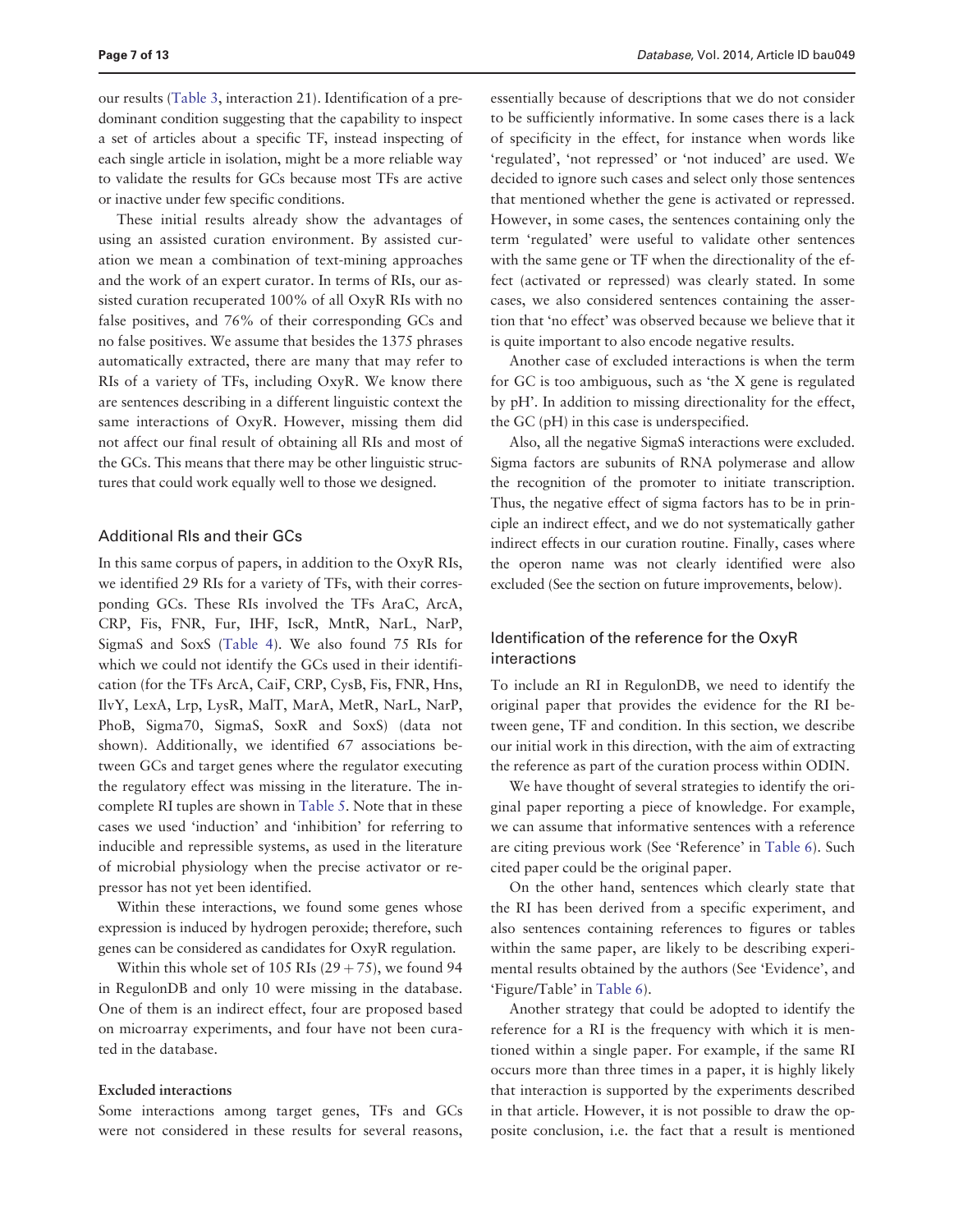our results (Table 3, interaction 21). Identification of a predominant condition suggesting that the capability to inspect a set of articles about a specific TF, instead inspecting of each single article in isolation, might be a more reliable way to validate the results for GCs because most TFs are active or inactive under few specific conditions.

These initial results already show the advantages of using an assisted curation environment. By assisted curation we mean a combination of text-mining approaches and the work of an expert curator. In terms of RIs, our assisted curation recuperated 100% of all OxyR RIs with no false positives, and 76% of their corresponding GCs and no false positives. We assume that besides the 1375 phrases automatically extracted, there are many that may refer to RIs of a variety of TFs, including OxyR. We know there are sentences describing in a different linguistic context the same interactions of OxyR. However, missing them did not affect our final result of obtaining all RIs and most of the GCs. This means that there may be other linguistic structures that could work equally well to those we designed.

## Additional RIs and their GCs

In this same corpus of papers, in addition to the OxyR RIs, we identified 29 RIs for a variety of TFs, with their corresponding GCs. These RIs involved the TFs AraC, ArcA, CRP, Fis, FNR, Fur, IHF, IscR, MntR, NarL, NarP, SigmaS and SoxS (Table 4). We also found 75 RIs for which we could not identify the GCs used in their identification (for the TFs ArcA, CaiF, CRP, CysB, Fis, FNR, Hns, IlvY, LexA, Lrp, LysR, MalT, MarA, MetR, NarL, NarP, PhoB, Sigma70, SigmaS, SoxR and SoxS) (data not shown). Additionally, we identified 67 associations between GCs and target genes where the regulator executing the regulatory effect was missing in the literature. The incomplete RI tuples are shown in Table 5. Note that in these cases we used 'induction' and 'inhibition' for referring to inducible and repressible systems, as used in the literature of microbial physiology when the precise activator or repressor has not yet been identified.

Within these interactions, we found some genes whose expression is induced by hydrogen peroxide; therefore, such genes can be considered as candidates for OxyR regulation.

Within this whole set of 105 RIs (29 + 75), we found 94 in RegulonDB and only 10 were missing in the database. One of them is an indirect effect, four are proposed based on microarray experiments, and four have not been curated in the database.

### Excluded interactions

Some interactions among target genes, TFs and GCs were not considered in these results for several reasons, essentially because of descriptions that we do not consider to be sufficiently informative. In some cases there is a lack of specificity in the effect, for instance when words like 'regulated', 'not repressed' or 'not induced' are used. We decided to ignore such cases and select only those sentences that mentioned whether the gene is activated or repressed. However, in some cases, the sentences containing only the term 'regulated' were useful to validate other sentences with the same gene or TF when the directionality of the effect (activated or repressed) was clearly stated. In some cases, we also considered sentences containing the assertion that 'no effect' was observed because we believe that it is quite important to also encode negative results.

Another case of excluded interactions is when the term for GC is too ambiguous, such as 'the X gene is regulated by pH'. In addition to missing directionality for the effect, the GC (pH) in this case is underspecified.

Also, all the negative SigmaS interactions were excluded. Sigma factors are subunits of RNA polymerase and allow the recognition of the promoter to initiate transcription. Thus, the negative effect of sigma factors has to be in principle an indirect effect, and we do not systematically gather indirect effects in our curation routine. Finally, cases where the operon name was not clearly identified were also excluded (See the section on future improvements, below).

## Identification of the reference for the OxyR interactions

To include an RI in RegulonDB, we need to identify the original paper that provides the evidence for the RI between gene, TF and condition. In this section, we describe our initial work in this direction, with the aim of extracting the reference as part of the curation process within ODIN.

We have thought of several strategies to identify the original paper reporting a piece of knowledge. For example, we can assume that informative sentences with a reference are citing previous work (See 'Reference' in Table 6). Such cited paper could be the original paper.

On the other hand, sentences which clearly state that the RI has been derived from a specific experiment, and also sentences containing references to figures or tables within the same paper, are likely to be describing experimental results obtained by the authors (See 'Evidence', and 'Figure/Table' in Table 6).

Another strategy that could be adopted to identify the reference for a RI is the frequency with which it is mentioned within a single paper. For example, if the same RI occurs more than three times in a paper, it is highly likely that interaction is supported by the experiments described in that article. However, it is not possible to draw the opposite conclusion, i.e. the fact that a result is mentioned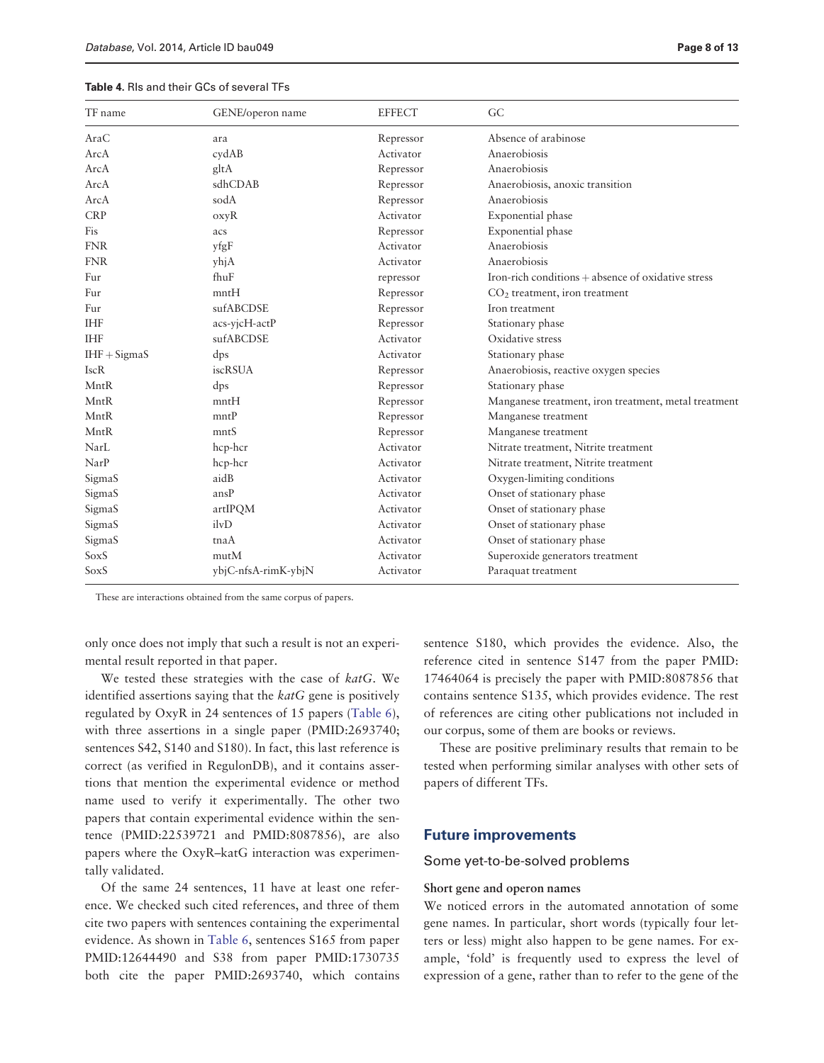**Table 4.** RIs and their GCs of several TFs

| TF name | GENE/operon name | EFFECT | GC |
|---|---|---|---|
| AraC | ara | Repressor | Absence of arabinose |
| ArcA | cydAB | Activator | Anaerobiosis |
| ArcA | gltA | Repressor | Anaerobiosis |
| ArcA | sdhCDAB | Repressor | Anaerobiosis, anoxic transition |
| ArcA | sodA | Repressor | Anaerobiosis |
| CRP | oxyR | Activator | Exponential phase |
| Fis | acs | Repressor | Exponential phase |
| FNR | yfgF | Activator | Anaerobiosis |
| FNR | yhjA | Activator | Anaerobiosis |
| Fur | fhuF | repressor | Iron-rich conditions + absence of oxidative stress |
| Fur | mntH | Repressor | $CO_2$ treatment, iron treatment |
| Fur | sufABCDSE | Repressor | Iron treatment |
| IHF | acs-yjcH-actP | Repressor | Stationary phase |
| IHF | sufABCDSE | Activator | Oxidative stress |
| IHF + SigmaS | dps | Activator | Stationary phase |
| IscR | iscRSUA | Repressor | Anaerobiosis, reactive oxygen species |
| MntR | dps | Repressor | Stationary phase |
| MntR | mntH | Repressor | Manganese treatment, iron treatment, metal treatment |
| MntR | mntP | Repressor | Manganese treatment |
| MntR | mntS | Repressor | Manganese treatment |
| NarL | hcp-hcr | Activator | Nitrate treatment, Nitrite treatment |
| NarP | hcp-hcr | Activator | Nitrate treatment, Nitrite treatment |
| SigmaS | aidB | Activator | Oxygen-limiting conditions |
| SigmaS | ansP | Activator | Onset of stationary phase |
| SigmaS | artIPQM | Activator | Onset of stationary phase |
| SigmaS | ilvD | Activator | Onset of stationary phase |
| SigmaS | tnaA | Activator | Onset of stationary phase |
| SoxS | mutM | Activator | Superoxide generators treatment |
| SoxS | ybjC-nfsA-rimK-ybjN | Activator | Paraquat treatment |

These are interactions obtained from the same corpus of papers.

only once does not imply that such a result is not an experimental result reported in that paper.

We tested these strategies with the case of *katG*. We identified assertions saying that the *katG* gene is positively regulated by OxyR in 24 sentences of 15 papers (Table 6), with three assertions in a single paper (PMID:2693740; sentences S42, S140 and S180). In fact, this last reference is correct (as verified in RegulonDB), and it contains assertions that mention the experimental evidence or method name used to verify it experimentally. The other two papers that contain experimental evidence within the sentence (PMID:22539721 and PMID:8087856), are also papers where the OxyR–katG interaction was experimentally validated.

Of the same 24 sentences, 11 have at least one reference. We checked such cited references, and three of them cite two papers with sentences containing the experimental evidence. As shown in Table 6, sentences S165 from paper PMID:12644490 and S38 from paper PMID:1730735 both cite the paper PMID:2693740, which contains sentence S180, which provides the evidence. Also, the reference cited in sentence S147 from the paper PMID: 17464064 is precisely the paper with PMID:8087856 that contains sentence S135, which provides evidence. The rest of references are citing other publications not included in our corpus, some of them are books or reviews.

These are positive preliminary results that remain to be tested when performing similar analyses with other sets of papers of different TFs.

## Future improvements

### Some yet-to-be-solved problems

#### Short gene and operon names

We noticed errors in the automated annotation of some gene names. In particular, short words (typically four letters or less) might also happen to be gene names. For example, 'fold' is frequently used to express the level of expression of a gene, rather than to refer to the gene of the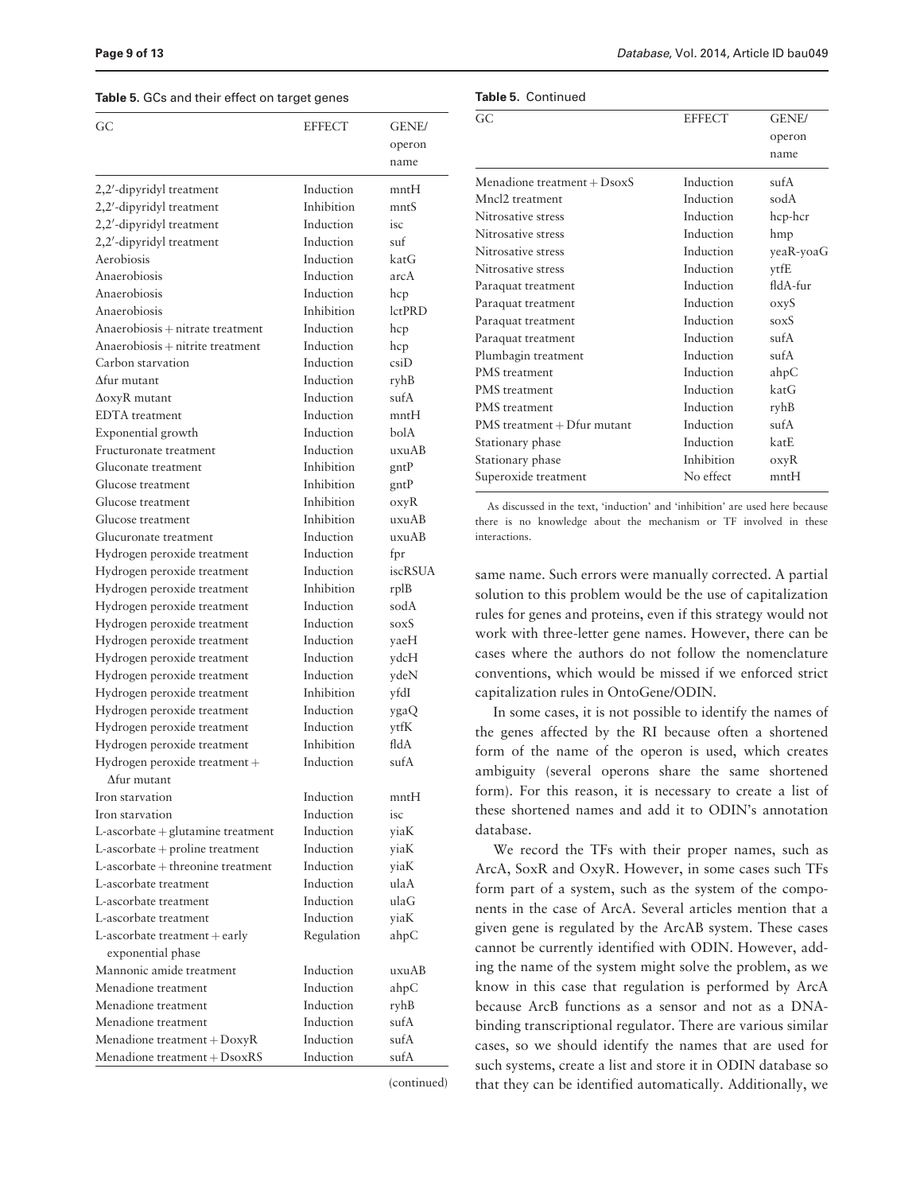**Table 5.** GCs and their effect on target genes

| GC | EFFECT | GENE/ operon name |
|---|---|---|
| 2,2′-dipyridyl treatment | Induction | mntH |
| 2,2′-dipyridyl treatment | Inhibition | mntS |
| 2,2′-dipyridyl treatment | Induction | isc |
| 2,2′-dipyridyl treatment | Induction | suf |
| Aerobiosis | Induction | katG |
| Anaerobiosis | Induction | arcA |
| Anaerobiosis | Induction | hcp |
| Anaerobiosis | Inhibition | lctPRD |
| Anaerobiosis + nitrate treatment | Induction | hcp |
| Anaerobiosis + nitrite treatment | Induction | hcp |
| Carbon starvation | Induction | csiD |
| Δfur mutant | Induction | ryhB |
| ΔoxyR mutant | Induction | sufA |
| EDTA treatment | Induction | mntH |
| Exponential growth | Induction | bolA |
| Fructuronate treatment | Induction | uxuAB |
| Gluconate treatment | Inhibition | gntP |
| Glucose treatment | Inhibition | gntP |
| Glucose treatment | Inhibition | oxyR |
| Glucose treatment | Inhibition | uxuAB |
| Glucuronate treatment | Induction | uxuAB |
| Hydrogen peroxide treatment | Induction | fpr |
| Hydrogen peroxide treatment | Induction | iscRSUA |
| Hydrogen peroxide treatment | Inhibition | rplB |
| Hydrogen peroxide treatment | Induction | sodA |
| Hydrogen peroxide treatment | Induction | soxS |
| Hydrogen peroxide treatment | Induction | yaeH |
| Hydrogen peroxide treatment | Induction | ydcH |
| Hydrogen peroxide treatment | Induction | ydeN |
| Hydrogen peroxide treatment | Inhibition | yfdI |
| Hydrogen peroxide treatment | Induction | ygaQ |
| Hydrogen peroxide treatment | Induction | ytfK |
| Hydrogen peroxide treatment | Inhibition | fldA |
| Hydrogen peroxide treatment + Δfur mutant | Induction | sufA |
| Iron starvation | Induction | mntH |
| Iron starvation | Induction | isc |
| L-ascorbate + glutamine treatment | Induction | yiaK |
| L-ascorbate + proline treatment | Induction | yiaK |
| L-ascorbate + threonine treatment | Induction | yiaK |
| L-ascorbate treatment | Induction | ulaA |
| L-ascorbate treatment | Induction | ulaG |
| L-ascorbate treatment | Induction | yiaK |
| L-ascorbate treatment + early exponential phase | Regulation | ahpC |
| Mannonic amide treatment | Induction | uxuAB |
| Menadione treatment | Induction | ahpC |
| Menadione treatment | Induction | ryhB |
| Menadione treatment | Induction | sufA |
| Menadione treatment + DoxyR | Induction | sufA |
| Menadione treatment + DsoxRS | Induction | sufA |
| Menadione treatment + DsoxS | Induction | sufA |
| Mncl2 treatment | Induction | sodA |
| Nitrosative stress | Induction | hcp-hcr |
| Nitrosative stress | Induction | hmp |
| Nitrosative stress | Induction | yeaR-yoaG |
| Nitrosative stress | Induction | ytfE |
| Paraquat treatment | Induction | fldA-fur |
| Paraquat treatment | Induction | oxyS |
| Paraquat treatment | Induction | soxS |
| Paraquat treatment | Induction | sufA |
| Plumbagin treatment | Induction | sufA |
| PMS treatment | Induction | ahpC |
| PMS treatment | Induction | katG |
| PMS treatment | Induction | ryhB |
| PMS treatment + Dfur mutant | Induction | sufA |
| Stationary phase | Induction | katE |
| Stationary phase | Inhibition | oxyR |
| Superoxide treatment | No effect | mntH |

As discussed in the text, 'induction' and 'inhibition' are used here because there is no knowledge about the mechanism or TF involved in these interactions.

same name. Such errors were manually corrected. A partial solution to this problem would be the use of capitalization rules for genes and proteins, even if this strategy would not work with three-letter gene names. However, there can be cases where the authors do not follow the nomenclature conventions, which would be missed if we enforced strict capitalization rules in OntoGene/ODIN.

In some cases, it is not possible to identify the names of the genes affected by the RI because often a shortened form of the name of the operon is used, which creates ambiguity (several operons share the same shortened form). For this reason, it is necessary to create a list of these shortened names and add it to ODIN's annotation database.

We record the TFs with their proper names, such as ArcA, SoxR and OxyR. However, in some cases such TFs form part of a system, such as the system of the components in the case of ArcA. Several articles mention that a given gene is regulated by the ArcAB system. These cases cannot be currently identified with ODIN. However, adding the name of the system might solve the problem, as we know in this case that regulation is performed by ArcA because ArcB functions as a sensor and not as a DNA-binding transcriptional regulator. There are various similar cases, so we should identify the names that are used for such systems, create a list and store it in ODIN database so that they can be identified automatically. Additionally, we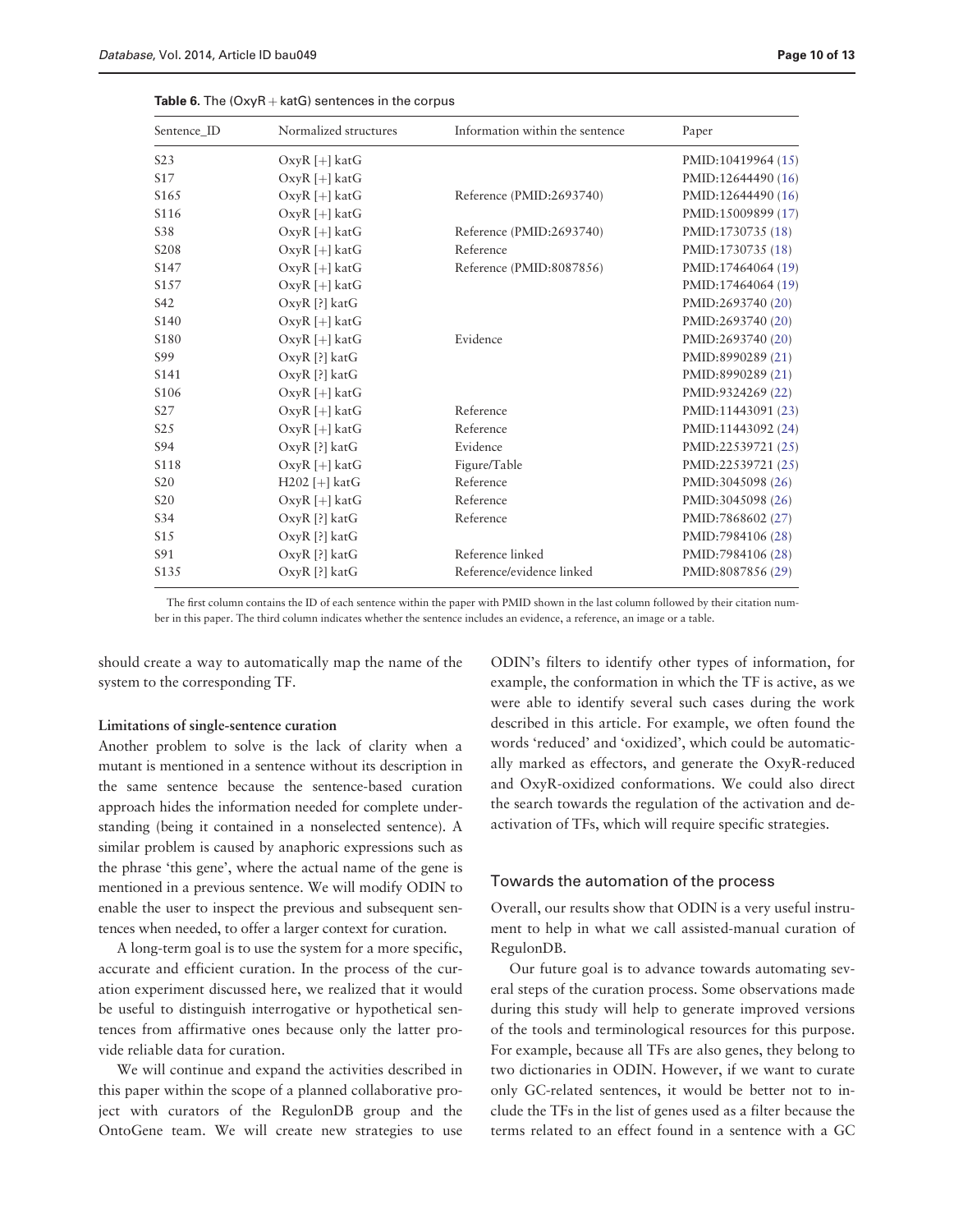**Table 6.** The (OxyR + katG) sentences in the corpus

| Sentence_ID | Normalized structures | Information within the sentence | Paper |
|---|---|---|---|
| S23 | OxyR [+] katG | | PMID:10419964 (15) |
| S17 | OxyR [+] katG | | PMID:12644490 (16) |
| S165 | OxyR [+] katG | Reference (PMID:2693740) | PMID:12644490 (16) |
| S116 | OxyR [+] katG | | PMID:15009899 (17) |
| S38 | OxyR [+] katG | Reference (PMID:2693740) | PMID:1730735 (18) |
| S208 | OxyR [+] katG | Reference | PMID:1730735 (18) |
| S147 | OxyR [+] katG | Reference (PMID:8087856) | PMID:17464064 (19) |
| S157 | OxyR [+] katG | | PMID:17464064 (19) |
| S42 | OxyR [?] katG | | PMID:2693740 (20) |
| S140 | OxyR [+] katG | | PMID:2693740 (20) |
| S180 | OxyR [+] katG | Evidence | PMID:2693740 (20) |
| S99 | OxyR [?] katG | | PMID:8990289 (21) |
| S141 | OxyR [?] katG | | PMID:8990289 (21) |
| S106 | OxyR [+] katG | | PMID:9324269 (22) |
| S27 | OxyR [+] katG | Reference | PMID:11443091 (23) |
| S25 | OxyR [+] katG | Reference | PMID:11443092 (24) |
| S94 | OxyR [?] katG | Evidence | PMID:22539721 (25) |
| S118 | OxyR [+] katG | Figure/Table | PMID:22539721 (25) |
| S20 | H202 [+] katG | Reference | PMID:3045098 (26) |
| S20 | OxyR [+] katG | Reference | PMID:3045098 (26) |
| S34 | OxyR [?] katG | Reference | PMID:7868602 (27) |
| S15 | OxyR [?] katG | | PMID:7984106 (28) |
| S91 | OxyR [?] katG | Reference linked | PMID:7984106 (28) |
| S135 | OxyR [?] katG | Reference/evidence linked | PMID:8087856 (29) |

The first column contains the ID of each sentence within the paper with PMID shown in the last column followed by their citation number in this paper. The third column indicates whether the sentence includes an evidence, a reference, an image or a table.

should create a way to automatically map the name of the system to the corresponding TF.

### Limitations of single-sentence curation

Another problem to solve is the lack of clarity when a mutant is mentioned in a sentence without its description in the same sentence because the sentence-based curation approach hides the information needed for complete understanding (being it contained in a nonselected sentence). A similar problem is caused by anaphoric expressions such as the phrase 'this gene', where the actual name of the gene is mentioned in a previous sentence. We will modify ODIN to enable the user to inspect the previous and subsequent sentences when needed, to offer a larger context for curation.

A long-term goal is to use the system for a more specific, accurate and efficient curation. In the process of the curation experiment discussed here, we realized that it would be useful to distinguish interrogative or hypothetical sentences from affirmative ones because only the latter provide reliable data for curation.

We will continue and expand the activities described in this paper within the scope of a planned collaborative project with curators of the RegulonDB group and the OntoGene team. We will create new strategies to use ODIN's filters to identify other types of information, for example, the conformation in which the TF is active, as we were able to identify several such cases during the work described in this article. For example, we often found the words 'reduced' and 'oxidized', which could be automatically marked as effectors, and generate the OxyR-reduced and OxyR-oxidized conformations. We could also direct the search towards the regulation of the activation and deactivation of TFs, which will require specific strategies.

## Towards the automation of the process

Overall, our results show that ODIN is a very useful instrument to help in what we call assisted-manual curation of RegulonDB.

Our future goal is to advance towards automating several steps of the curation process. Some observations made during this study will help to generate improved versions of the tools and terminological resources for this purpose. For example, because all TFs are also genes, they belong to two dictionaries in ODIN. However, if we want to curate only GC-related sentences, it would be better not to include the TFs in the list of genes used as a filter because the terms related to an effect found in a sentence with a GC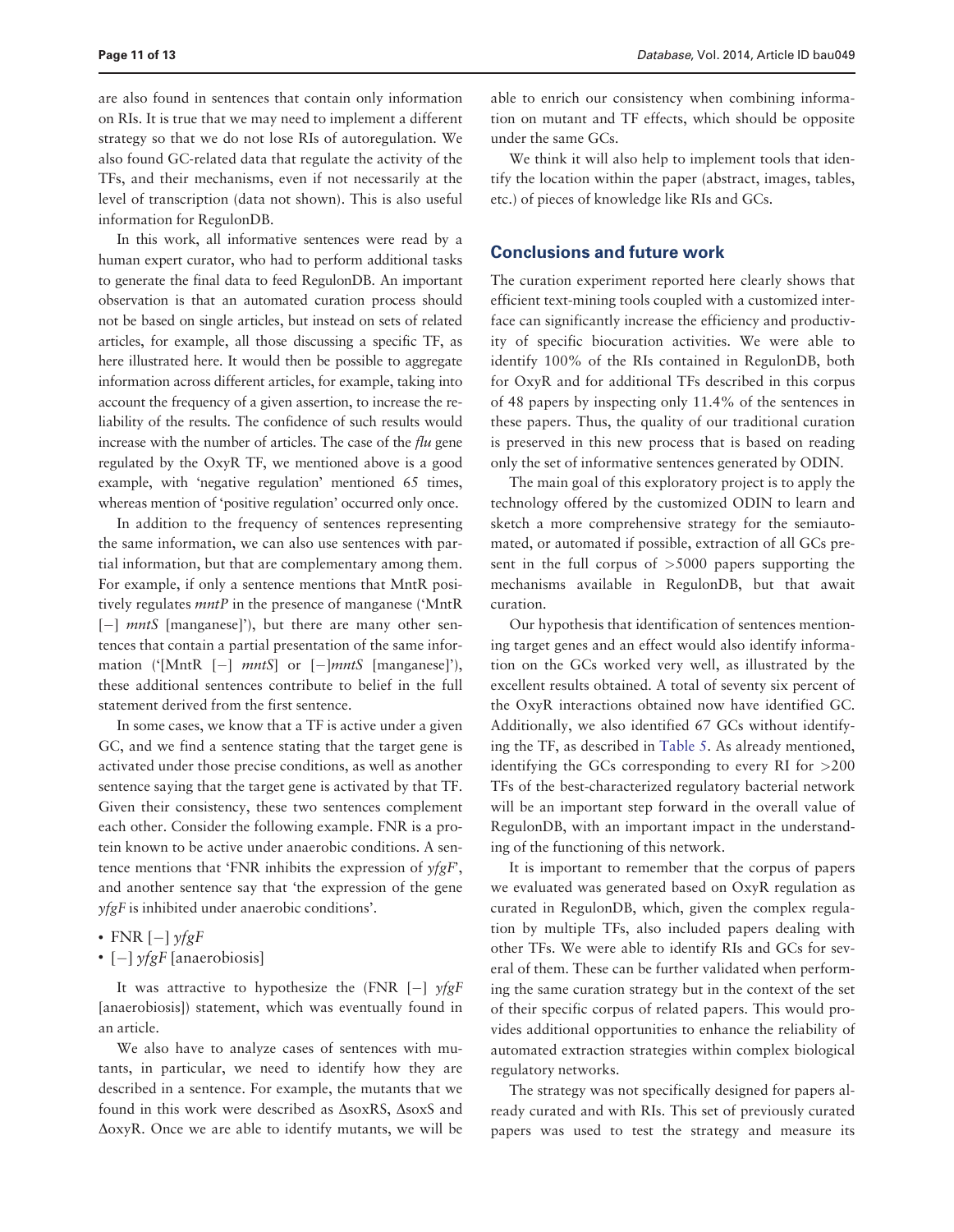are also found in sentences that contain only information on RIs. It is true that we may need to implement a different strategy so that we do not lose RIs of autoregulation. We also found GC-related data that regulate the activity of the TFs, and their mechanisms, even if not necessarily at the level of transcription (data not shown). This is also useful information for RegulonDB.

In this work, all informative sentences were read by a human expert curator, who had to perform additional tasks to generate the final data to feed RegulonDB. An important observation is that an automated curation process should not be based on single articles, but instead on sets of related articles, for example, all those discussing a specific TF, as here illustrated here. It would then be possible to aggregate information across different articles, for example, taking into account the frequency of a given assertion, to increase the reliability of the results. The confidence of such results would increase with the number of articles. The case of the *flu* gene regulated by the OxyR TF, we mentioned above is a good example, with 'negative regulation' mentioned 65 times, whereas mention of 'positive regulation' occurred only once.

In addition to the frequency of sentences representing the same information, we can also use sentences with partial information, but that are complementary among them. For example, if only a sentence mentions that MntR positively regulates *mntP* in the presence of manganese ('MntR [−] *mntS* [manganese]'), but there are many other sentences that contain a partial presentation of the same information ('[MntR [−] *mntS*] or [−]*mntS* [manganese]'), these additional sentences contribute to belief in the full statement derived from the first sentence.

In some cases, we know that a TF is active under a given GC, and we find a sentence stating that the target gene is activated under those precise conditions, as well as another sentence saying that the target gene is activated by that TF. Given their consistency, these two sentences complement each other. Consider the following example. FNR is a protein known to be active under anaerobic conditions. A sentence mentions that 'FNR inhibits the expression of *yfgF*', and another sentence say that 'the expression of the gene *yfgF* is inhibited under anaerobic conditions'.

- FNR [−] *yfgF*
- [−] *yfgF* [anaerobiosis]

It was attractive to hypothesize the (FNR [−] *yfgF* [anaerobiosis]) statement, which was eventually found in an article.

We also have to analyze cases of sentences with mutants, in particular, we need to identify how they are described in a sentence. For example, the mutants that we found in this work were described as ΔsoxRS, ΔsoxS and ΔoxyR. Once we are able to identify mutants, we will be able to enrich our consistency when combining information on mutant and TF effects, which should be opposite under the same GCs.

We think it will also help to implement tools that identify the location within the paper (abstract, images, tables, etc.) of pieces of knowledge like RIs and GCs.

## Conclusions and future work

The curation experiment reported here clearly shows that efficient text-mining tools coupled with a customized interface can significantly increase the efficiency and productivity of specific biocuration activities. We were able to identify 100% of the RIs contained in RegulonDB, both for OxyR and for additional TFs described in this corpus of 48 papers by inspecting only 11.4% of the sentences in these papers. Thus, the quality of our traditional curation is preserved in this new process that is based on reading only the set of informative sentences generated by ODIN.

The main goal of this exploratory project is to apply the technology offered by the customized ODIN to learn and sketch a more comprehensive strategy for the semiautomated, or automated if possible, extraction of all GCs present in the full corpus of >5000 papers supporting the mechanisms available in RegulonDB, but that await curation.

Our hypothesis that identification of sentences mentioning target genes and an effect would also identify information on the GCs worked very well, as illustrated by the excellent results obtained. A total of seventy six percent of the OxyR interactions obtained now have identified GC. Additionally, we also identified 67 GCs without identifying the TF, as described in Table 5. As already mentioned, identifying the GCs corresponding to every RI for >200 TFs of the best-characterized regulatory bacterial network will be an important step forward in the overall value of RegulonDB, with an important impact in the understanding of the functioning of this network.

It is important to remember that the corpus of papers we evaluated was generated based on OxyR regulation as curated in RegulonDB, which, given the complex regulation by multiple TFs, also included papers dealing with other TFs. We were able to identify RIs and GCs for several of them. These can be further validated when performing the same curation strategy but in the context of the set of their specific corpus of related papers. This would provides additional opportunities to enhance the reliability of automated extraction strategies within complex biological regulatory networks.

The strategy was not specifically designed for papers already curated and with RIs. This set of previously curated papers was used to test the strategy and measure its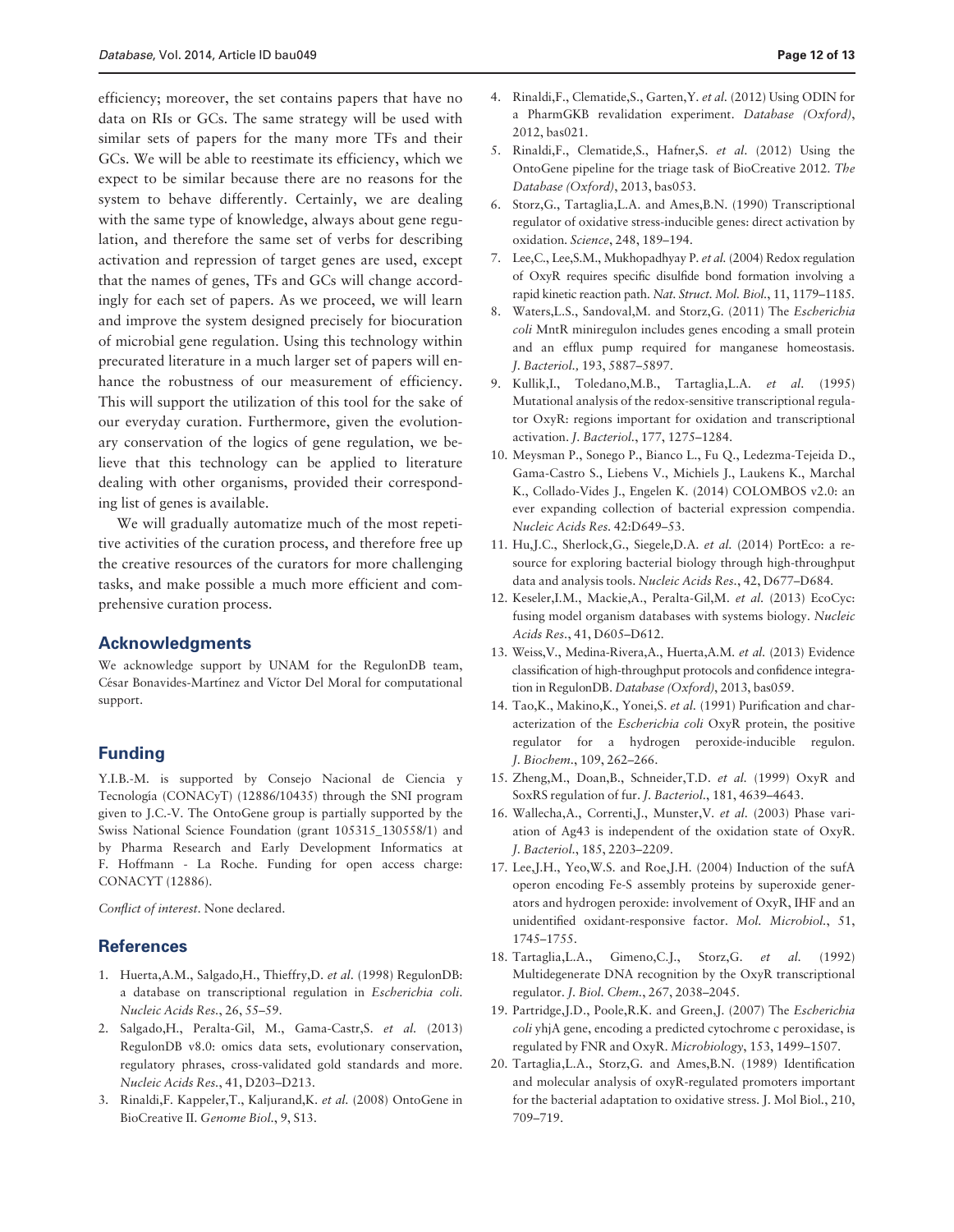efficiency; moreover, the set contains papers that have no data on RIs or GCs. The same strategy will be used with similar sets of papers for the many more TFs and their GCs. We will be able to reestimate its efficiency, which we expect to be similar because there are no reasons for the system to behave differently. Certainly, we are dealing with the same type of knowledge, always about gene regulation, and therefore the same set of verbs for describing activation and repression of target genes are used, except that the names of genes, TFs and GCs will change accordingly for each set of papers. As we proceed, we will learn and improve the system designed precisely for biocuration of microbial gene regulation. Using this technology within precurated literature in a much larger set of papers will enhance the robustness of our measurement of efficiency. This will support the utilization of this tool for the sake of our everyday curation. Furthermore, given the evolutionary conservation of the logics of gene regulation, we believe that this technology can be applied to literature dealing with other organisms, provided their corresponding list of genes is available.

We will gradually automatize much of the most repetitive activities of the curation process, and therefore free up the creative resources of the curators for more challenging tasks, and make possible a much more efficient and comprehensive curation process.

## Acknowledgments

We acknowledge support by UNAM for the RegulonDB team, César Bonavides-Martínez and Víctor Del Moral for computational support.

## Funding

Y.I.B.-M. is supported by Consejo Nacional de Ciencia y Tecnología (CONACyT) (12886/10435) through the SNI program given to J.C.-V. The OntoGene group is partially supported by the Swiss National Science Foundation (grant 105315_130558/1) and by Pharma Research and Early Development Informatics at F. Hoffmann - La Roche. Funding for open access charge: CONACYT (12886).

*Conflict of interest*. None declared.

## References

1. Huerta,A.M., Salgado,H., Thieffry,D. *et al*. (1998) RegulonDB: a database on transcriptional regulation in *Escherichia coli*. *Nucleic Acids Res*., 26, 55–59.
2. Salgado,H., Peralta-Gil, M., Gama-Castr,S. *et al*. (2013) RegulonDB v8.0: omics data sets, evolutionary conservation, regulatory phrases, cross-validated gold standards and more. *Nucleic Acids Res*., 41, D203–D213.
3. Rinaldi,F. Kappeler,T., Kaljurand,K. *et al*. (2008) OntoGene in BioCreative II. *Genome Biol*., 9, S13.
4. Rinaldi,F., Clematide,S., Garten,Y. *et al*. (2012) Using ODIN for a PharmGKB revalidation experiment. *Database (Oxford)*, 2012, bas021.
5. Rinaldi,F., Clematide,S., Hafner,S. *et al*. (2012) Using the OntoGene pipeline for the triage task of BioCreative 2012. *The Database (Oxford)*, 2013, bas053.
6. Storz,G., Tartaglia,L.A. and Ames,B.N. (1990) Transcriptional regulator of oxidative stress-inducible genes: direct activation by oxidation. *Science*, 248, 189–194.
7. Lee,C., Lee,S.M., Mukhopadhyay P. *et al*. (2004) Redox regulation of OxyR requires specific disulfide bond formation involving a rapid kinetic reaction path. *Nat. Struct. Mol. Biol*., 11, 1179–1185.
8. Waters,L.S., Sandoval,M. and Storz,G. (2011) The *Escherichia coli* MntR miniregulon includes genes encoding a small protein and an efflux pump required for manganese homeostasis. *J. Bacteriol.,* 193, 5887–5897.
9. Kullik,I., Toledano,M.B., Tartaglia,L.A. *et al*. (1995) Mutational analysis of the redox-sensitive transcriptional regulator OxyR: regions important for oxidation and transcriptional activation. *J. Bacteriol*., 177, 1275–1284.
10. Meysman P., Sonego P., Bianco L., Fu Q., Ledezma-Tejeida D., Gama-Castro S., Liebens V., Michiels J., Laukens K., Marchal K., Collado-Vides J., Engelen K. (2014) COLOMBOS v2.0: an ever expanding collection of bacterial expression compendia. *Nucleic Acids Res*. 42:D649–53.
11. Hu,J.C., Sherlock,G., Siegele,D.A. *et al*. (2014) PortEco: a resource for exploring bacterial biology through high-throughput data and analysis tools. *Nucleic Acids Res*., 42, D677–D684.
12. Keseler,I.M., Mackie,A., Peralta-Gil,M. *et al*. (2013) EcoCyc: fusing model organism databases with systems biology. *Nucleic Acids Res*., 41, D605–D612.
13. Weiss,V., Medina-Rivera,A., Huerta,A.M. *et al*. (2013) Evidence classification of high-throughput protocols and confidence integration in RegulonDB. *Database (Oxford)*, 2013, bas059.
14. Tao,K., Makino,K., Yonei,S. *et al*. (1991) Purification and characterization of the *Escherichia coli* OxyR protein, the positive regulator for a hydrogen peroxide-inducible regulon. *J. Biochem*., 109, 262–266.
15. Zheng,M., Doan,B., Schneider,T.D. *et al*. (1999) OxyR and SoxRS regulation of fur. *J. Bacteriol*., 181, 4639–4643.
16. Wallecha,A., Correnti,J., Munster,V. *et al*. (2003) Phase variation of Ag43 is independent of the oxidation state of OxyR. *J. Bacteriol*., 185, 2203–2209.
17. Lee,J.H., Yeo,W.S. and Roe,J.H. (2004) Induction of the sufA operon encoding Fe-S assembly proteins by superoxide generators and hydrogen peroxide: involvement of OxyR, IHF and an unidentified oxidant-responsive factor. *Mol. Microbiol*., 51, 1745–1755.
18. Tartaglia,L.A., Gimeno,C.J., Storz,G. *et al*. (1992) Multidegenerate DNA recognition by the OxyR transcriptional regulator. *J. Biol. Chem*., 267, 2038–2045.
19. Partridge,J.D., Poole,R.K. and Green,J. (2007) The *Escherichia coli* yhjA gene, encoding a predicted cytochrome c peroxidase, is regulated by FNR and OxyR. *Microbiology*, 153, 1499–1507.
20. Tartaglia,L.A., Storz,G. and Ames,B.N. (1989) Identification and molecular analysis of oxyR-regulated promoters important for the bacterial adaptation to oxidative stress. J. Mol Biol., 210, 709–719.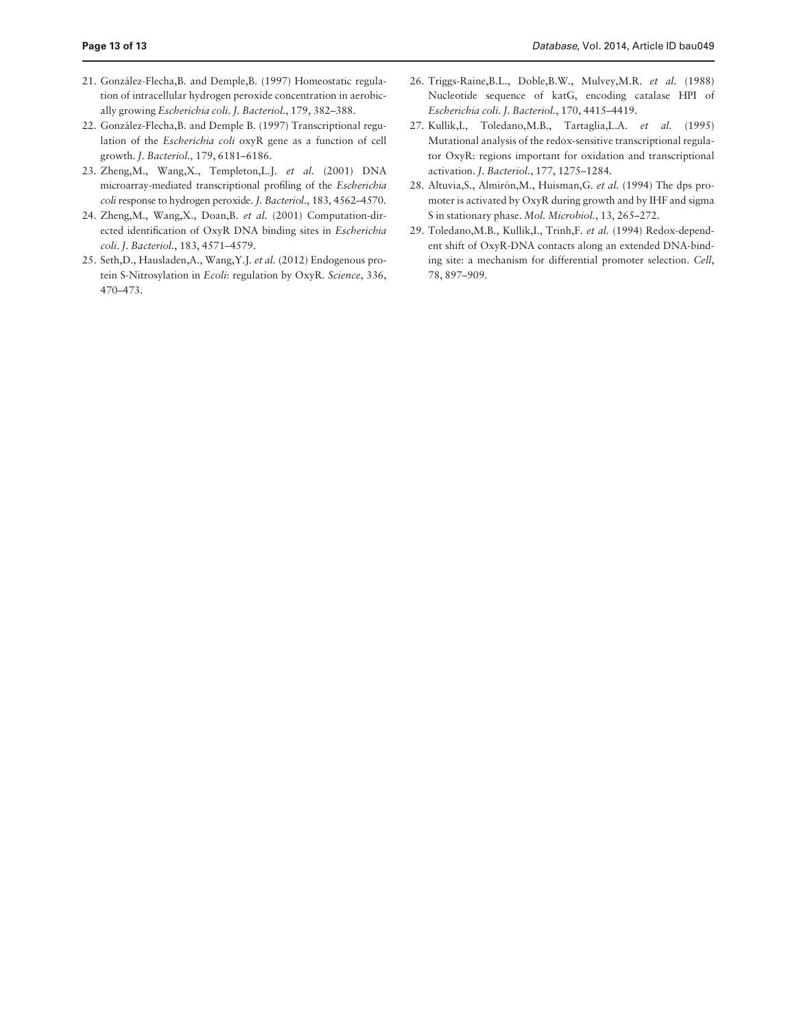21. González-Flecha,B. and Demple,B. (1997) Homeostatic regulation of intracellular hydrogen peroxide concentration in aerobically growing *Escherichia coli*. *J. Bacteriol.*, 179, 382–388.
22. González-Flecha,B. and Demple B. (1997) Transcriptional regulation of the *Escherichia coli* oxyR gene as a function of cell growth. *J. Bacteriol.,* 179, 6181–6186.
23. Zheng,M., Wang,X., Templeton,L.J. *et al.* (2001) DNA microarray-mediated transcriptional profiling of the *Escherichia coli* response to hydrogen peroxide. *J. Bacteriol.*, 183, 4562–4570.
24. Zheng,M., Wang,X., Doan,B. *et al.* (2001) Computation-directed identification of OxyR DNA binding sites in *Escherichia coli*. *J. Bacteriol.*, 183, 4571–4579.
25. Seth,D., Hausladen,A., Wang,Y.J. *et al.* (2012) Endogenous protein S-Nitrosylation in *Ecoli*: regulation by OxyR. *Science*, 336, 470–473.
26. Triggs-Raine,B.L., Doble,B.W., Mulvey,M.R. *et al.* (1988) Nucleotide sequence of katG, encoding catalase HPI of *Escherichia coli*. *J. Bacteriol.*, 170, 4415–4419.
27. Kullik,I., Toledano,M.B., Tartaglia,L.A. *et al.* (1995) Mutational analysis of the redox-sensitive transcriptional regulator OxyR: regions important for oxidation and transcriptional activation. *J. Bacteriol.*, 177, 1275–1284.
28. Altuvia,S., Almirón,M., Huisman,G. *et al.* (1994) The dps promoter is activated by OxyR during growth and by IHF and sigma S in stationary phase. *Mol. Microbiol.*, 13, 265–272.
29. Toledano,M.B., Kullik,I., Trinh,F. *et al.* (1994) Redox-dependent shift of OxyR-DNA contacts along an extended DNA-binding site: a mechanism for differential promoter selection. *Cell*, 78, 897–909.